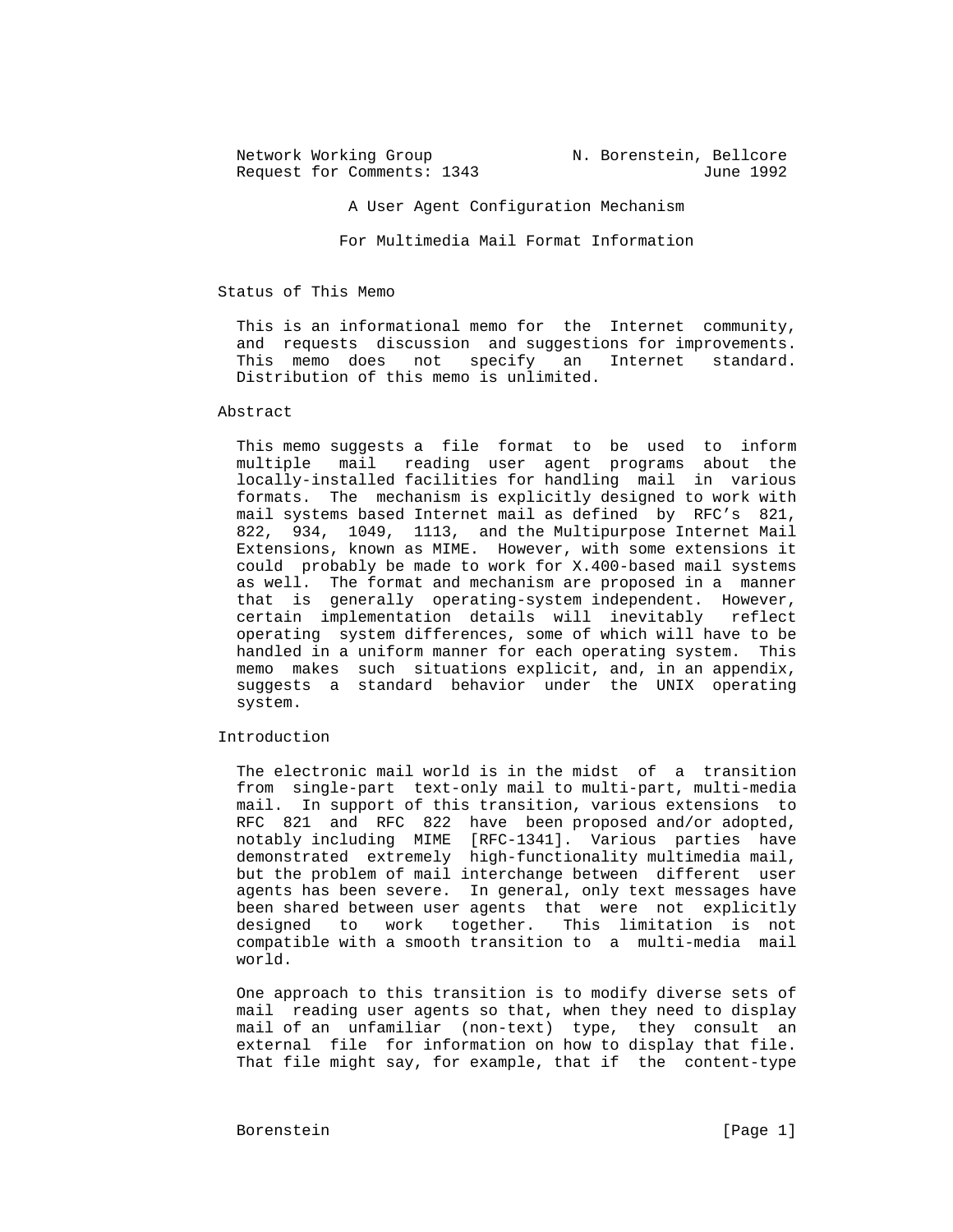Network Working Group N. Borenstein, Bellcore
Request for Comments: 1343 June 1992

# A User Agent Configuration Mechanism For Multimedia Mail Format Information

## Status of This Memo

This is an informational memo for the Internet community, and requests discussion and suggestions for improvements. This memo does not specify an Internet standard. Distribution of this memo is unlimited.

## Abstract

This memo suggests a file format to be used to inform multiple mail reading user agent programs about the locally-installed facilities for handling mail in various formats. The mechanism is explicitly designed to work with mail systems based Internet mail as defined by RFC's 821, 822, 934, 1049, 1113, and the Multipurpose Internet Mail Extensions, known as MIME. However, with some extensions it could probably be made to work for X.400-based mail systems as well. The format and mechanism are proposed in a manner that is generally operating-system independent. However, certain implementation details will inevitably reflect operating system differences, some of which will have to be handled in a uniform manner for each operating system. This memo makes such situations explicit, and, in an appendix, suggests a standard behavior under the UNIX operating system.

## Introduction

The electronic mail world is in the midst of a transition from single-part text-only mail to multi-part, multi-media mail. In support of this transition, various extensions to RFC 821 and RFC 822 have been proposed and/or adopted, notably including MIME [RFC-1341]. Various parties have demonstrated extremely high-functionality multimedia mail, but the problem of mail interchange between different user agents has been severe. In general, only text messages have been shared between user agents that were not explicitly designed to work together. This limitation is not compatible with a smooth transition to a multi-media mail world.

One approach to this transition is to modify diverse sets of mail reading user agents so that, when they need to display mail of an unfamiliar (non-text) type, they consult an external file for information on how to display that file. That file might say, for example, that if the content-type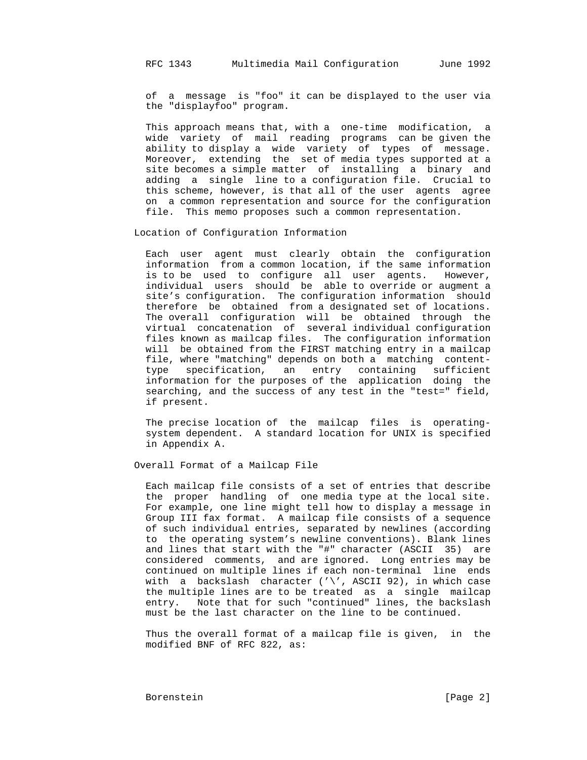of a message is "foo" it can be displayed to the user via the "displayfoo" program.

This approach means that, with a one-time modification, a wide variety of mail reading programs can be given the ability to display a wide variety of types of message. Moreover, extending the set of media types supported at a site becomes a simple matter of installing a binary and adding a single line to a configuration file. Crucial to this scheme, however, is that all of the user agents agree on a common representation and source for the configuration file. This memo proposes such a common representation.

## Location of Configuration Information

Each user agent must clearly obtain the configuration information from a common location, if the same information is to be used to configure all user agents. However, individual users should be able to override or augment a site's configuration. The configuration information should therefore be obtained from a designated set of locations. The overall configuration will be obtained through the virtual concatenation of several individual configuration files known as mailcap files. The configuration information will be obtained from the FIRST matching entry in a mailcap file, where "matching" depends on both a matching content-type specification, an entry containing sufficient information for the purposes of the application doing the searching, and the success of any test in the "test=" field, if present.

The precise location of the mailcap files is operating-system dependent. A standard location for UNIX is specified in Appendix A.

## Overall Format of a Mailcap File

Each mailcap file consists of a set of entries that describe the proper handling of one media type at the local site. For example, one line might tell how to display a message in Group III fax format. A mailcap file consists of a sequence of such individual entries, separated by newlines (according to the operating system's newline conventions). Blank lines and lines that start with the "#" character (ASCII 35) are considered comments, and are ignored. Long entries may be continued on multiple lines if each non-terminal line ends with a backslash character ('\', ASCII 92), in which case the multiple lines are to be treated as a single mailcap entry. Note that for such "continued" lines, the backslash must be the last character on the line to be continued.

Thus the overall format of a mailcap file is given, in the modified BNF of RFC 822, as: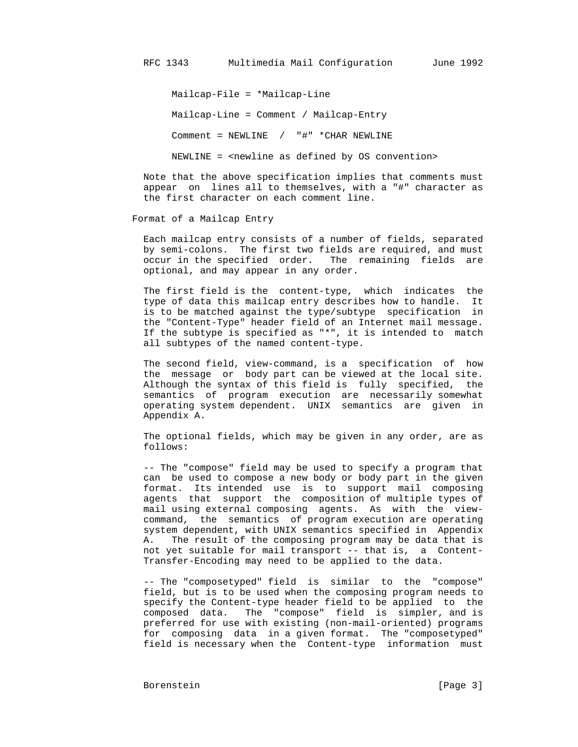```
Mailcap-File = *Mailcap-Line

Mailcap-Line = Comment / Mailcap-Entry

Comment = NEWLINE  /  "#" *CHAR NEWLINE

NEWLINE = <newline as defined by OS convention>
```

Note that the above specification implies that comments must appear on lines all to themselves, with a "#" character as the first character on each comment line.

## Format of a Mailcap Entry

Each mailcap entry consists of a number of fields, separated by semi-colons. The first two fields are required, and must occur in the specified order. The remaining fields are optional, and may appear in any order.

The first field is the content-type, which indicates the type of data this mailcap entry describes how to handle. It is to be matched against the type/subtype specification in the "Content-Type" header field of an Internet mail message. If the subtype is specified as "*", it is intended to match all subtypes of the named content-type.

The second field, view-command, is a specification of how the message or body part can be viewed at the local site. Although the syntax of this field is fully specified, the semantics of program execution are necessarily somewhat operating system dependent. UNIX semantics are given in Appendix A.

The optional fields, which may be given in any order, are as follows:

-- The "compose" field may be used to specify a program that can be used to compose a new body or body part in the given format. Its intended use is to support mail composing agents that support the composition of multiple types of mail using external composing agents. As with the view-command, the semantics of program execution are operating system dependent, with UNIX semantics specified in Appendix A. The result of the composing program may be data that is not yet suitable for mail transport -- that is, a Content-Transfer-Encoding may need to be applied to the data.

-- The "composetyped" field is similar to the "compose" field, but is to be used when the composing program needs to specify the Content-type header field to be applied to the composed data. The "compose" field is simpler, and is preferred for use with existing (non-mail-oriented) programs for composing data in a given format. The "composetyped" field is necessary when the Content-type information must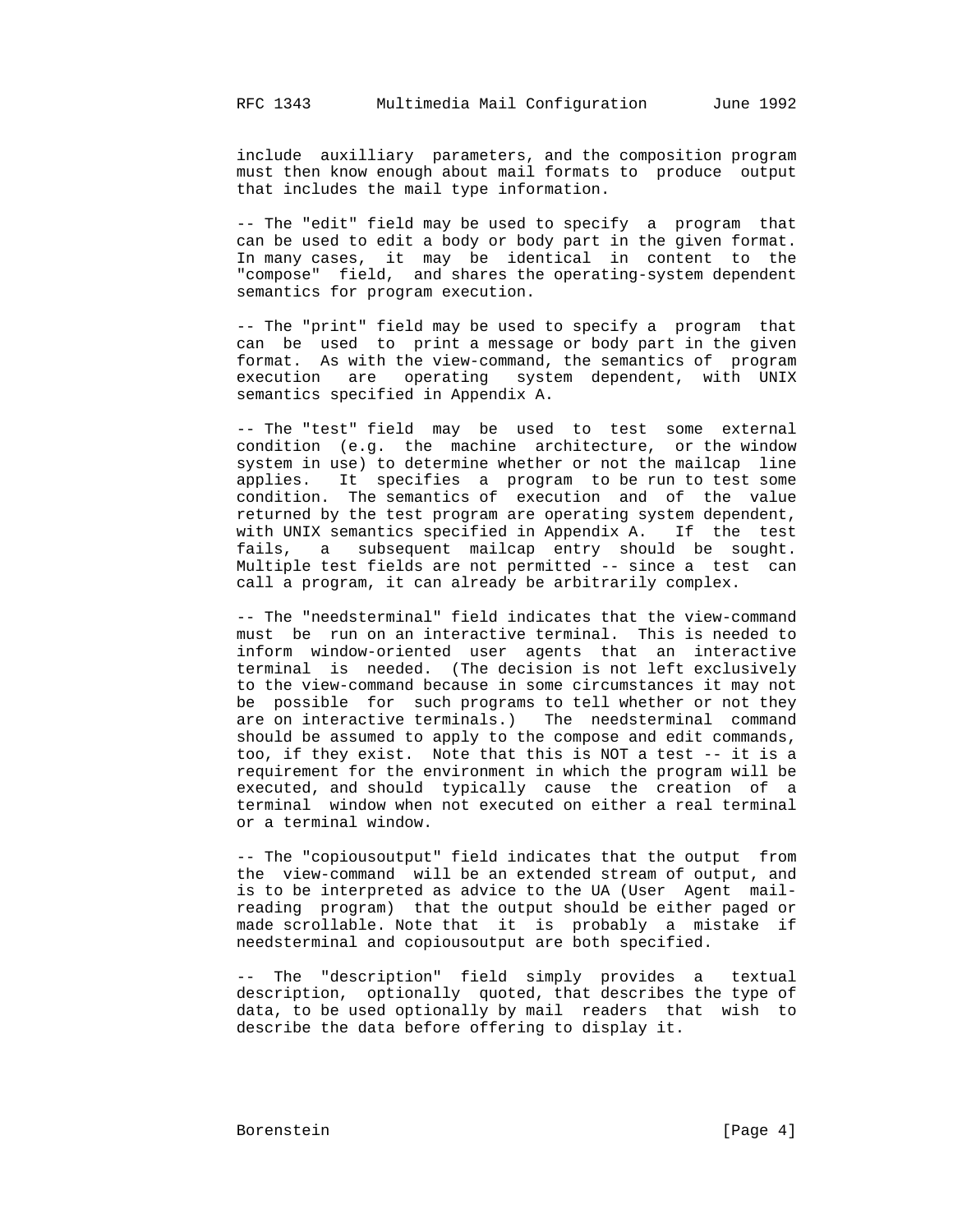include auxilliary parameters, and the composition program must then know enough about mail formats to produce output that includes the mail type information.

-- The "edit" field may be used to specify a program that can be used to edit a body or body part in the given format. In many cases, it may be identical in content to the "compose" field, and shares the operating-system dependent semantics for program execution.

-- The "print" field may be used to specify a program that can be used to print a message or body part in the given format. As with the view-command, the semantics of program execution are operating system dependent, with UNIX semantics specified in Appendix A.

-- The "test" field may be used to test some external condition (e.g. the machine architecture, or the window system in use) to determine whether or not the mailcap line applies. It specifies a program to be run to test some condition. The semantics of execution and of the value returned by the test program are operating system dependent, with UNIX semantics specified in Appendix A. If the test fails, a subsequent mailcap entry should be sought. Multiple test fields are not permitted -- since a test can call a program, it can already be arbitrarily complex.

-- The "needsterminal" field indicates that the view-command must be run on an interactive terminal. This is needed to inform window-oriented user agents that an interactive terminal is needed. (The decision is not left exclusively to the view-command because in some circumstances it may not be possible for such programs to tell whether or not they are on interactive terminals.) The needsterminal command should be assumed to apply to the compose and edit commands, too, if they exist. Note that this is NOT a test -- it is a requirement for the environment in which the program will be executed, and should typically cause the creation of a terminal window when not executed on either a real terminal or a terminal window.

-- The "copiousoutput" field indicates that the output from the view-command will be an extended stream of output, and is to be interpreted as advice to the UA (User Agent mail-reading program) that the output should be either paged or made scrollable. Note that it is probably a mistake if needsterminal and copiousoutput are both specified.

-- The "description" field simply provides a textual description, optionally quoted, that describes the type of data, to be used optionally by mail readers that wish to describe the data before offering to display it.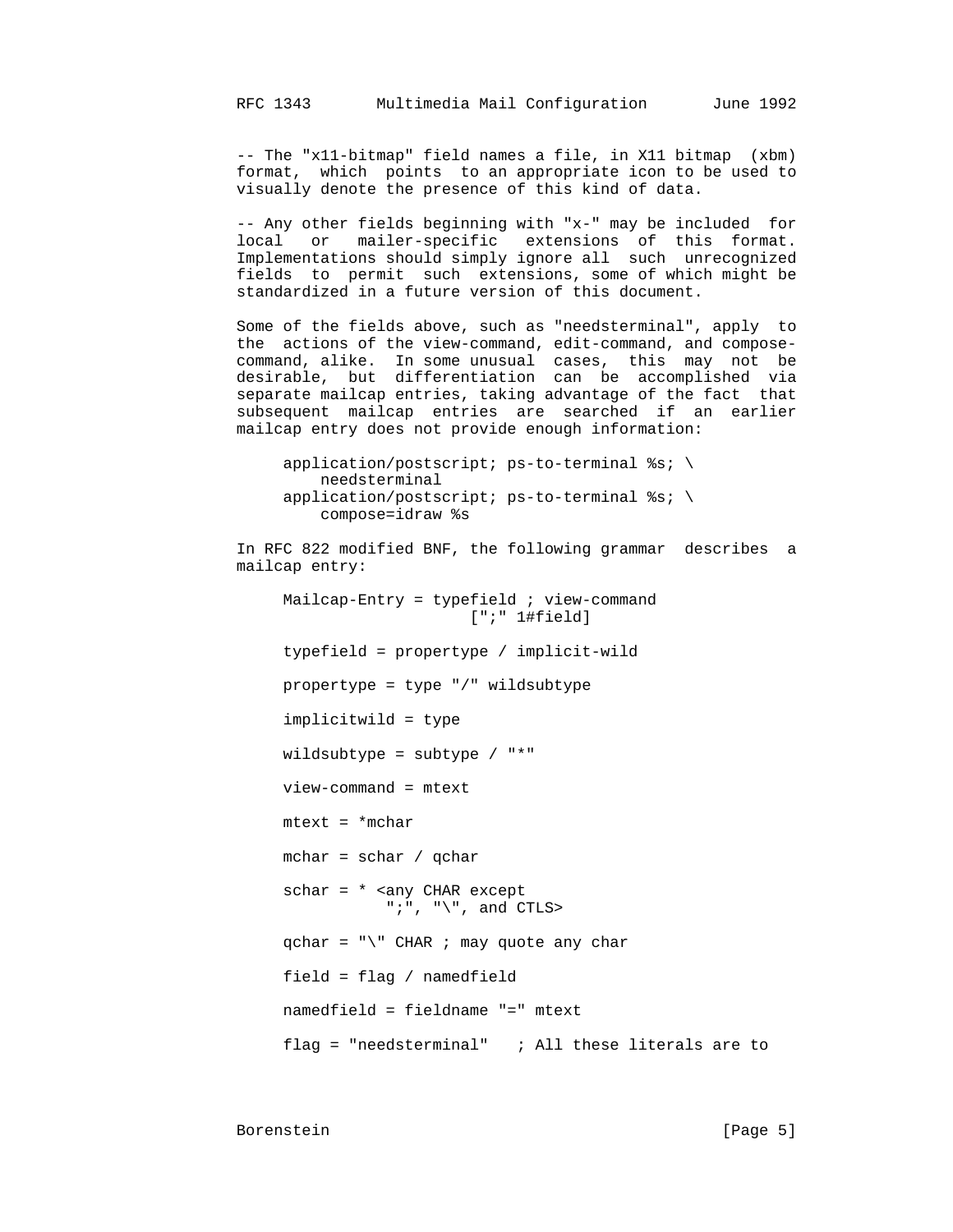-- The "x11-bitmap" field names a file, in X11 bitmap (xbm) format, which points to an appropriate icon to be used to visually denote the presence of this kind of data.

-- Any other fields beginning with "x-" may be included for local or mailer-specific extensions of this format. Implementations should simply ignore all such unrecognized fields to permit such extensions, some of which might be standardized in a future version of this document.

Some of the fields above, such as "needsterminal", apply to the actions of the view-command, edit-command, and compose-command, alike. In some unusual cases, this may not be desirable, but differentiation can be accomplished via separate mailcap entries, taking advantage of the fact that subsequent mailcap entries are searched if an earlier mailcap entry does not provide enough information:

```
application/postscript; ps-to-terminal %s; \
    needsterminal
application/postscript; ps-to-terminal %s; \
    compose=idraw %s
```

In RFC 822 modified BNF, the following grammar describes a mailcap entry:

```
Mailcap-Entry = typefield ; view-command
                    [";" 1#field]

typefield = propertype / implicit-wild

propertype = type "/" wildsubtype

implicitwild = type

wildsubtype = subtype / "*"

view-command = mtext

mtext = *mchar

mchar = schar / qchar

schar = * <any CHAR except
           ";", "\", and CTLS>

qchar = "\" CHAR ; may quote any char

field = flag / namedfield

namedfield = fieldname "=" mtext

flag = "needsterminal"   ; All these literals are to
```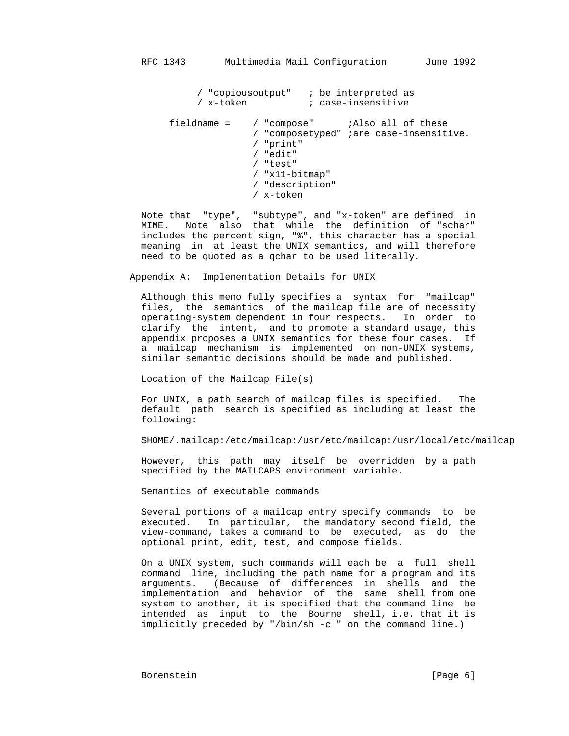```
          / "copiousoutput"   ; be interpreted as
          / x-token           ; case-insensitive

     fieldname =    / "compose"      ;Also all of these
                    / "composetyped" ;are case-insensitive.
                    / "print"
                    / "edit"
                    / "test"
                    / "x11-bitmap"
                    / "description"
                    / x-token
```

Note that "type", "subtype", and "x-token" are defined in MIME. Note also that while the definition of "schar" includes the percent sign, "%", this character has a special meaning in at least the UNIX semantics, and will therefore need to be quoted as a qchar to be used literally.

## Appendix A: Implementation Details for UNIX

Although this memo fully specifies a syntax for "mailcap" files, the semantics of the mailcap file are of necessity operating-system dependent in four respects. In order to clarify the intent, and to promote a standard usage, this appendix proposes a UNIX semantics for these four cases. If a mailcap mechanism is implemented on non-UNIX systems, similar semantic decisions should be made and published.

### Location of the Mailcap File(s)

For UNIX, a path search of mailcap files is specified. The default path search is specified as including at least the following:

```
$HOME/.mailcap:/etc/mailcap:/usr/etc/mailcap:/usr/local/etc/mailcap
```

However, this path may itself be overridden by a path specified by the MAILCAPS environment variable.

### Semantics of executable commands

Several portions of a mailcap entry specify commands to be executed. In particular, the mandatory second field, the view-command, takes a command to be executed, as do the optional print, edit, test, and compose fields.

On a UNIX system, such commands will each be a full shell command line, including the path name for a program and its arguments. (Because of differences in shells and the implementation and behavior of the same shell from one system to another, it is specified that the command line be intended as input to the Bourne shell, i.e. that it is implicitly preceded by "/bin/sh -c " on the command line.)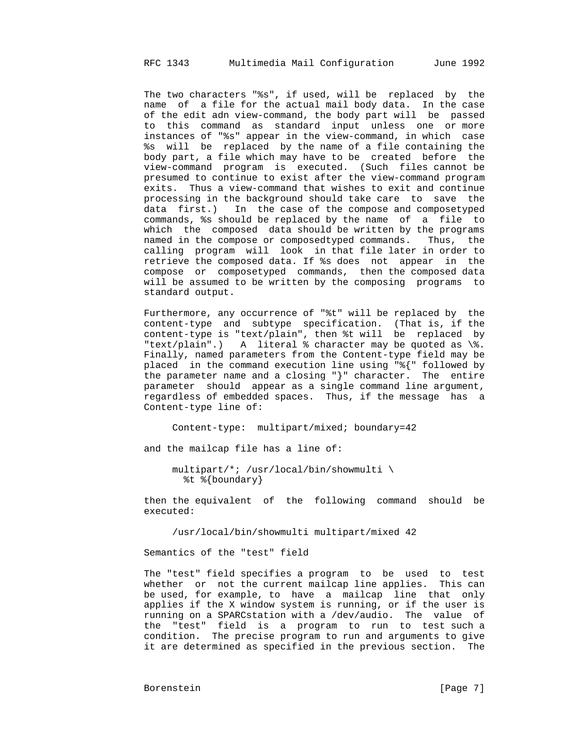The two characters "%s", if used, will be replaced by the name of a file for the actual mail body data. In the case of the edit adn view-command, the body part will be passed to this command as standard input unless one or more instances of "%s" appear in the view-command, in which case %s will be replaced by the name of a file containing the body part, a file which may have to be created before the view-command program is executed. (Such files cannot be presumed to continue to exist after the view-command program exits. Thus a view-command that wishes to exit and continue processing in the background should take care to save the data first.) In the case of the compose and composetyped commands, %s should be replaced by the name of a file to which the composed data should be written by the programs named in the compose or composedtyped commands. Thus, the calling program will look in that file later in order to retrieve the composed data. If %s does not appear in the compose or composetyped commands, then the composed data will be assumed to be written by the composing programs to standard output.

Furthermore, any occurrence of "%t" will be replaced by the content-type and subtype specification. (That is, if the content-type is "text/plain", then %t will be replaced by "text/plain".) A literal % character may be quoted as \%. Finally, named parameters from the Content-type field may be placed in the command execution line using "%{" followed by the parameter name and a closing "}" character. The entire parameter should appear as a single command line argument, regardless of embedded spaces. Thus, if the message has a Content-type line of:

```
Content-type:  multipart/mixed; boundary=42
```

and the mailcap file has a line of:

```
multipart/*; /usr/local/bin/showmulti \
  %t %{boundary}
```

then the equivalent of the following command should be executed:

```
/usr/local/bin/showmulti multipart/mixed 42
```

Semantics of the "test" field

The "test" field specifies a program to be used to test whether or not the current mailcap line applies. This can be used, for example, to have a mailcap line that only applies if the X window system is running, or if the user is running on a SPARCstation with a /dev/audio. The value of the "test" field is a program to run to test such a condition. The precise program to run and arguments to give it are determined as specified in the previous section. The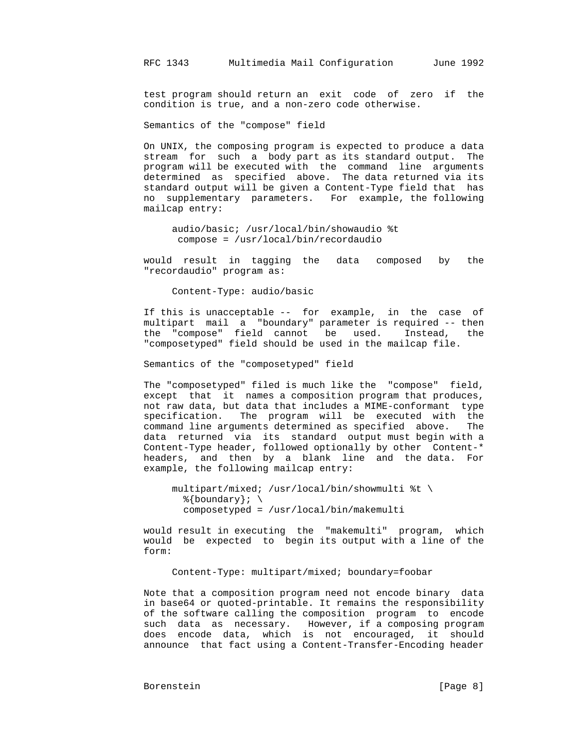test program should return an exit code of zero if the condition is true, and a non-zero code otherwise.

Semantics of the "compose" field

On UNIX, the composing program is expected to produce a data stream for such a body part as its standard output. The program will be executed with the command line arguments determined as specified above. The data returned via its standard output will be given a Content-Type field that has no supplementary parameters. For example, the following mailcap entry:

```
audio/basic; /usr/local/bin/showaudio %t
 compose = /usr/local/bin/recordaudio
```

would result in tagging the data composed by the "recordaudio" program as:

```
Content-Type: audio/basic
```

If this is unacceptable -- for example, in the case of multipart mail a "boundary" parameter is required -- then the "compose" field cannot be used. Instead, the "composetyped" field should be used in the mailcap file.

Semantics of the "composetyped" field

The "composetyped" filed is much like the "compose" field, except that it names a composition program that produces, not raw data, but data that includes a MIME-conformant type specification. The program will be executed with the command line arguments determined as specified above. The data returned via its standard output must begin with a Content-Type header, followed optionally by other Content-* headers, and then by a blank line and the data. For example, the following mailcap entry:

```
multipart/mixed; /usr/local/bin/showmulti %t \
  %{boundary}; \
  composetyped = /usr/local/bin/makemulti
```

would result in executing the "makemulti" program, which would be expected to begin its output with a line of the form:

```
Content-Type: multipart/mixed; boundary=foobar
```

Note that a composition program need not encode binary data in base64 or quoted-printable. It remains the responsibility of the software calling the composition program to encode such data as necessary. However, if a composing program does encode data, which is not encouraged, it should announce that fact using a Content-Transfer-Encoding header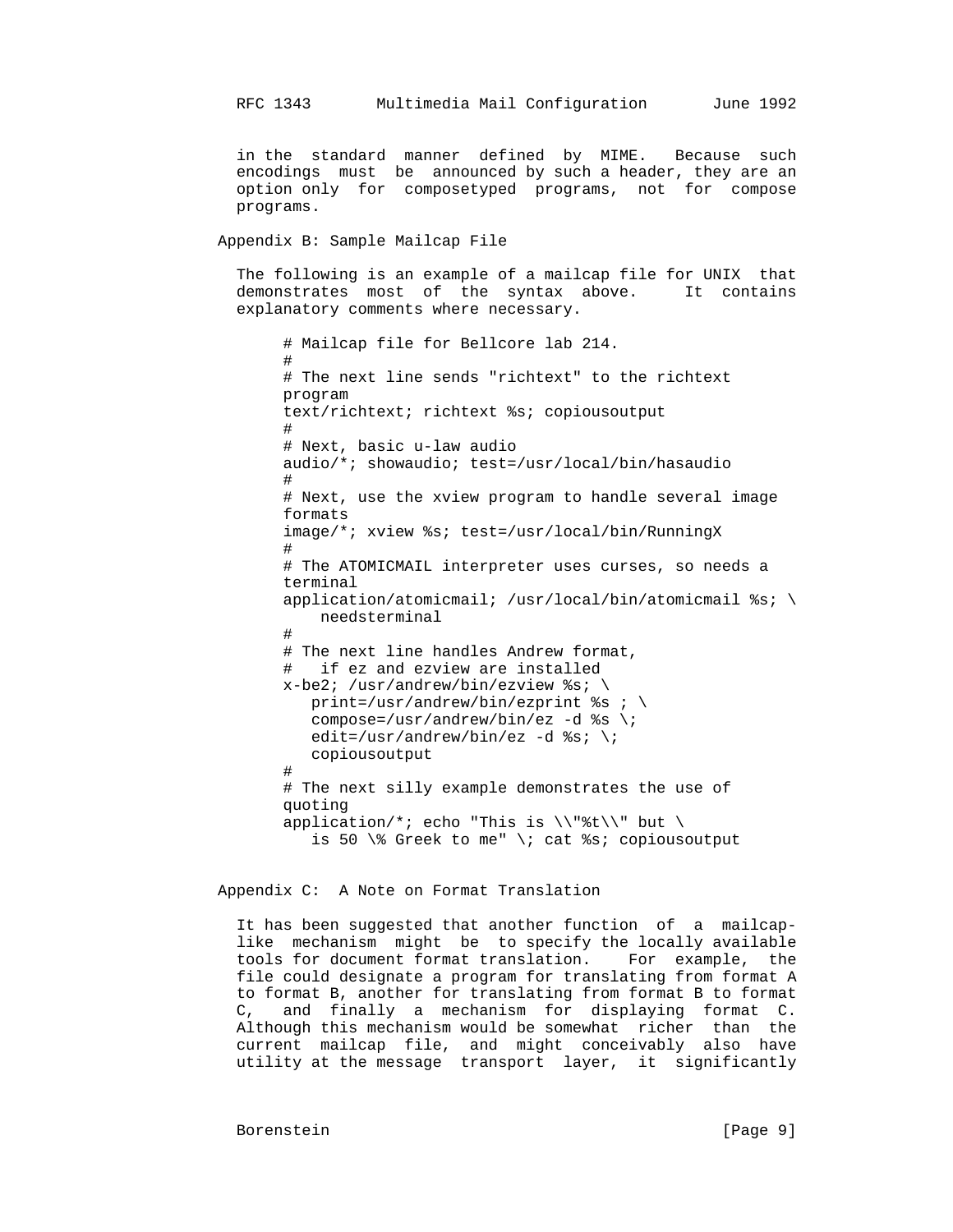in the standard manner defined by MIME. Because such encodings must be announced by such a header, they are an option only for composetyped programs, not for compose programs.

## Appendix B: Sample Mailcap File

The following is an example of a mailcap file for UNIX that demonstrates most of the syntax above. It contains explanatory comments where necessary.

```
# Mailcap file for Bellcore lab 214.
#
# The next line sends "richtext" to the richtext
program
text/richtext; richtext %s; copiousoutput
#
# Next, basic u-law audio
audio/*; showaudio; test=/usr/local/bin/hasaudio
#
# Next, use the xview program to handle several image
formats
image/*; xview %s; test=/usr/local/bin/RunningX
#
# The ATOMICMAIL interpreter uses curses, so needs a
terminal
application/atomicmail; /usr/local/bin/atomicmail %s; \
    needsterminal
#
# The next line handles Andrew format,
#   if ez and ezview are installed
x-be2; /usr/andrew/bin/ezview %s; \
   print=/usr/andrew/bin/ezprint %s ; \
   compose=/usr/andrew/bin/ez -d %s \;
   edit=/usr/andrew/bin/ez -d %s; \;
   copiousoutput
#
# The next silly example demonstrates the use of
quoting
application/*; echo "This is \\"%t\\" but \
   is 50 \% Greek to me" \; cat %s; copiousoutput
```

## Appendix C: A Note on Format Translation

It has been suggested that another function of a mailcap-like mechanism might be to specify the locally available tools for document format translation. For example, the file could designate a program for translating from format A to format B, another for translating from format B to format C, and finally a mechanism for displaying format C. Although this mechanism would be somewhat richer than the current mailcap file, and might conceivably also have utility at the message transport layer, it significantly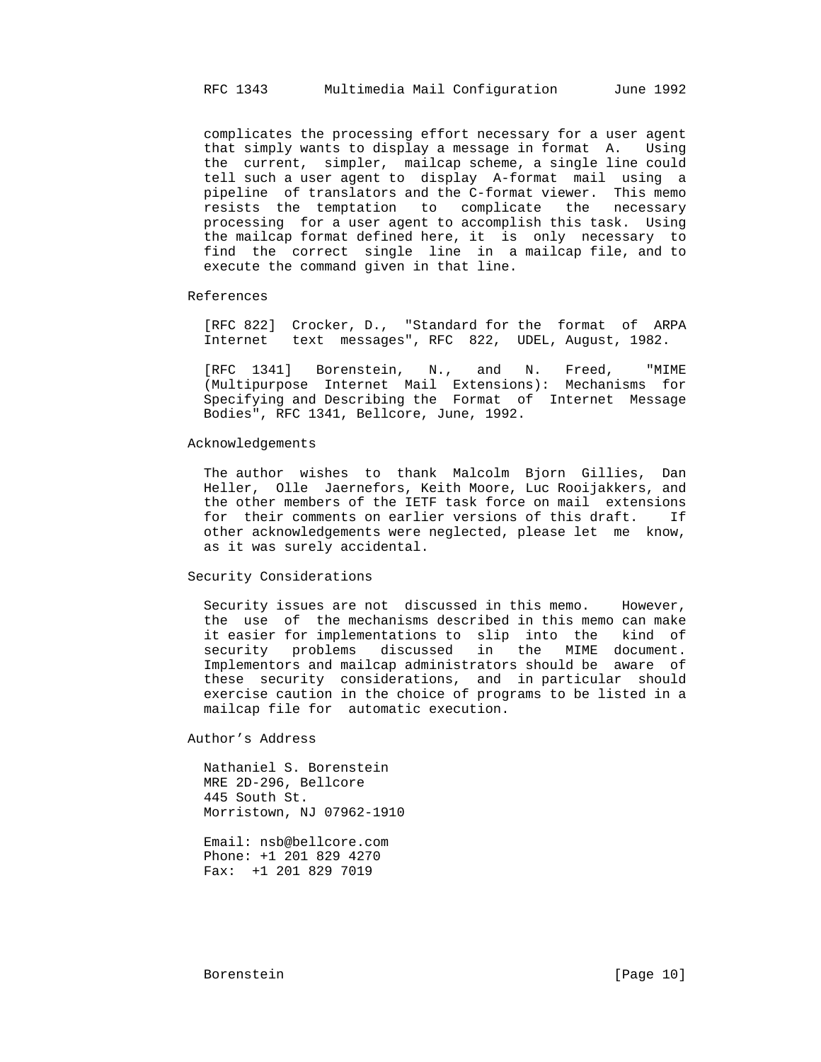complicates the processing effort necessary for a user agent that simply wants to display a message in format A. Using the current, simpler, mailcap scheme, a single line could tell such a user agent to display A-format mail using a pipeline of translators and the C-format viewer. This memo resists the temptation to complicate the necessary processing for a user agent to accomplish this task. Using the mailcap format defined here, it is only necessary to find the correct single line in a mailcap file, and to execute the command given in that line.

## References

[RFC 822] Crocker, D., "Standard for the format of ARPA Internet text messages", RFC 822, UDEL, August, 1982.

[RFC 1341] Borenstein, N., and N. Freed, "MIME (Multipurpose Internet Mail Extensions): Mechanisms for Specifying and Describing the Format of Internet Message Bodies", RFC 1341, Bellcore, June, 1992.

## Acknowledgements

The author wishes to thank Malcolm Bjorn Gillies, Dan Heller, Olle Jaernefors, Keith Moore, Luc Rooijakkers, and the other members of the IETF task force on mail extensions for their comments on earlier versions of this draft. If other acknowledgements were neglected, please let me know, as it was surely accidental.

## Security Considerations

Security issues are not discussed in this memo. However, the use of the mechanisms described in this memo can make it easier for implementations to slip into the kind of security problems discussed in the MIME document. Implementors and mailcap administrators should be aware of these security considerations, and in particular should exercise caution in the choice of programs to be listed in a mailcap file for automatic execution.

## Author's Address

Nathaniel S. Borenstein  
MRE 2D-296, Bellcore  
445 South St.  
Morristown, NJ 07962-1910

Email: nsb@bellcore.com  
Phone: +1 201 829 4270  
Fax: +1 201 829 7019